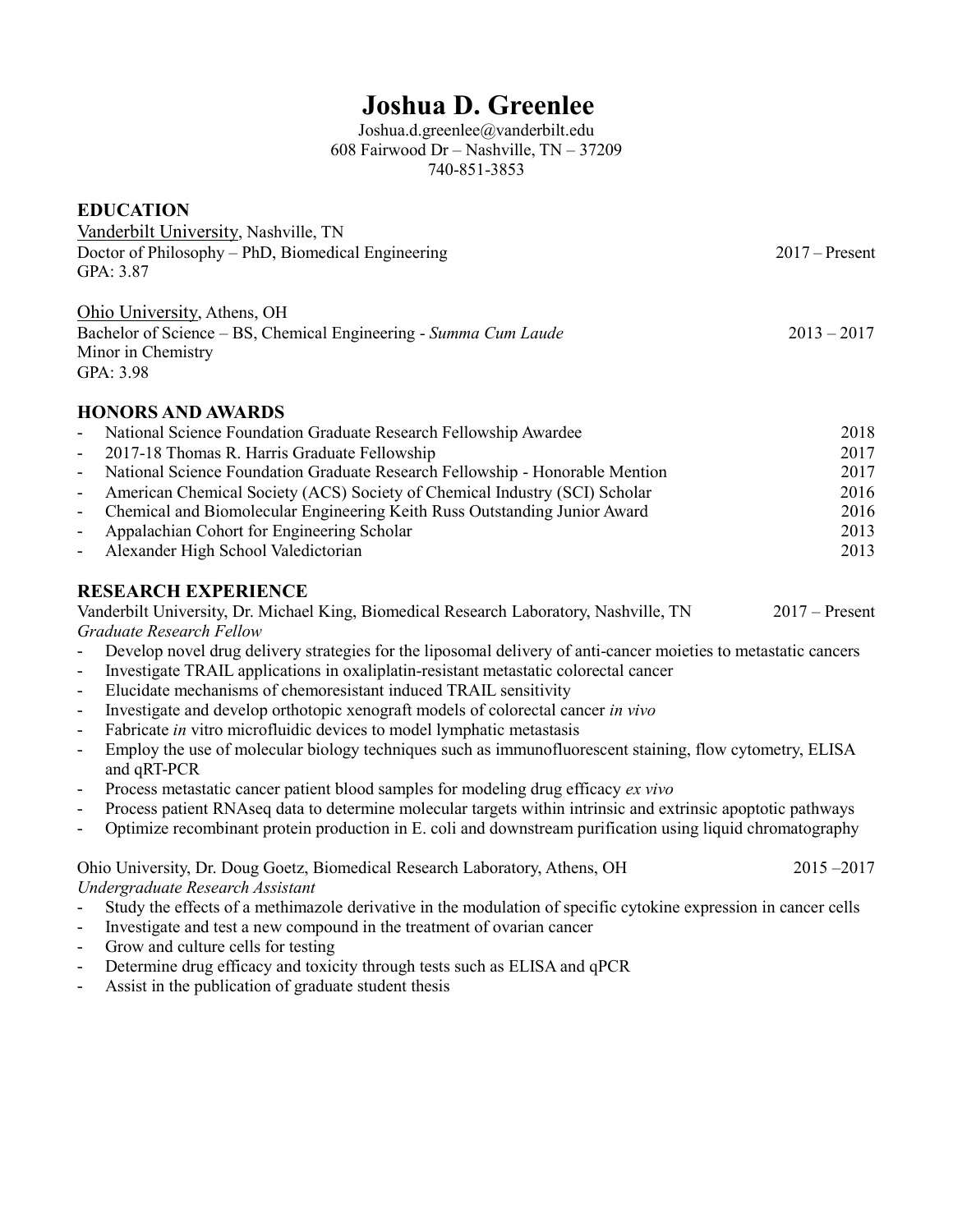# Joshua D. Greenlee

Joshua.d.greenlee@vanderbilt.edu
608 Fairwood Dr – Nashville, TN – 37209
740-851-3853

## EDUCATION

Vanderbilt University, Nashville, TN
Doctor of Philosophy – PhD, Biomedical Engineering 2017 – Present
GPA: 3.87

Ohio University, Athens, OH
Bachelor of Science – BS, Chemical Engineering - *Summa Cum Laude* 2013 – 2017
Minor in Chemistry
GPA: 3.98

## HONORS AND AWARDS

- National Science Foundation Graduate Research Fellowship Awardee 2018
- 2017-18 Thomas R. Harris Graduate Fellowship 2017
- National Science Foundation Graduate Research Fellowship - Honorable Mention 2017
- American Chemical Society (ACS) Society of Chemical Industry (SCI) Scholar 2016
- Chemical and Biomolecular Engineering Keith Russ Outstanding Junior Award 2016
- Appalachian Cohort for Engineering Scholar 2013
- Alexander High School Valedictorian 2013

## RESEARCH EXPERIENCE

Vanderbilt University, Dr. Michael King, Biomedical Research Laboratory, Nashville, TN 2017 – Present
*Graduate Research Fellow*

- Develop novel drug delivery strategies for the liposomal delivery of anti-cancer moieties to metastatic cancers
- Investigate TRAIL applications in oxaliplatin-resistant metastatic colorectal cancer
- Elucidate mechanisms of chemoresistant induced TRAIL sensitivity
- Investigate and develop orthotopic xenograft models of colorectal cancer *in vivo*
- Fabricate *in* vitro microfluidic devices to model lymphatic metastasis
- Employ the use of molecular biology techniques such as immunofluorescent staining, flow cytometry, ELISA and qRT-PCR
- Process metastatic cancer patient blood samples for modeling drug efficacy *ex vivo*
- Process patient RNAseq data to determine molecular targets within intrinsic and extrinsic apoptotic pathways
- Optimize recombinant protein production in E. coli and downstream purification using liquid chromatography

Ohio University, Dr. Doug Goetz, Biomedical Research Laboratory, Athens, OH 2015 –2017
*Undergraduate Research Assistant*

- Study the effects of a methimazole derivative in the modulation of specific cytokine expression in cancer cells
- Investigate and test a new compound in the treatment of ovarian cancer
- Grow and culture cells for testing
- Determine drug efficacy and toxicity through tests such as ELISA and qPCR
- Assist in the publication of graduate student thesis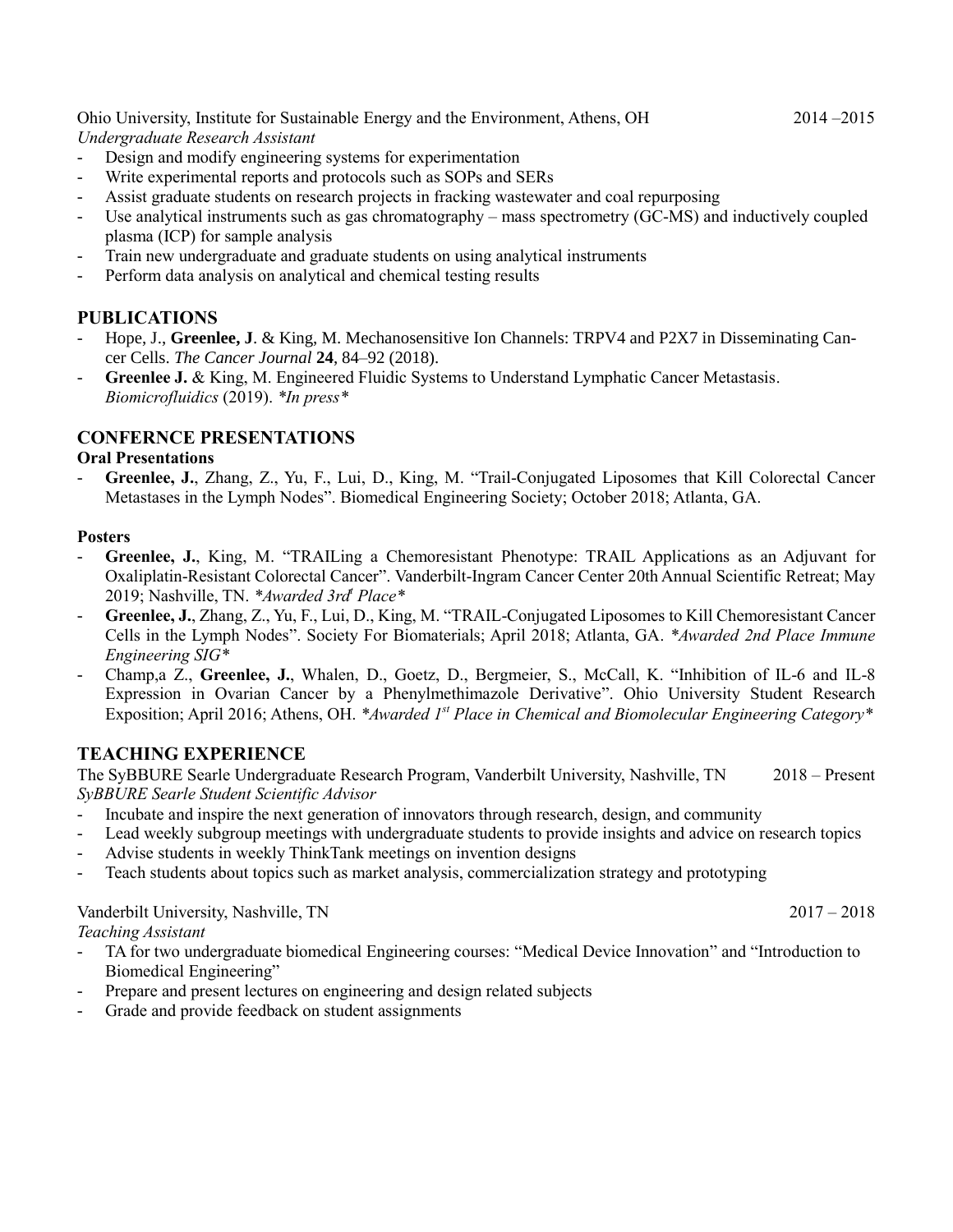Ohio University, Institute for Sustainable Energy and the Environment, Athens, OH 2014 –2015

*Undergraduate Research Assistant*

- Design and modify engineering systems for experimentation
- Write experimental reports and protocols such as SOPs and SERs
- Assist graduate students on research projects in fracking wastewater and coal repurposing
- Use analytical instruments such as gas chromatography – mass spectrometry (GC-MS) and inductively coupled plasma (ICP) for sample analysis
- Train new undergraduate and graduate students on using analytical instruments
- Perform data analysis on analytical and chemical testing results

## PUBLICATIONS

- Hope, J., **Greenlee, J**. & King, M. Mechanosensitive Ion Channels: TRPV4 and P2X7 in Disseminating Cancer Cells. *The Cancer Journal* **24**, 84–92 (2018).
- **Greenlee J.** & King, M. Engineered Fluidic Systems to Understand Lymphatic Cancer Metastasis. *Biomicrofluidics* (2019). *\*In press\**

## CONFERNCE PRESENTATIONS

**Oral Presentations**

- **Greenlee, J.**, Zhang, Z., Yu, F., Lui, D., King, M. "Trail-Conjugated Liposomes that Kill Colorectal Cancer Metastases in the Lymph Nodes". Biomedical Engineering Society; October 2018; Atlanta, GA.

**Posters**

- **Greenlee, J.**, King, M. "TRAILing a Chemoresistant Phenotype: TRAIL Applications as an Adjuvant for Oxaliplatin-Resistant Colorectal Cancer". Vanderbilt-Ingram Cancer Center 20th Annual Scientific Retreat; May 2019; Nashville, TN. *\*Awarded 3rd Place\**
- **Greenlee, J.**, Zhang, Z., Yu, F., Lui, D., King, M. "TRAIL-Conjugated Liposomes to Kill Chemoresistant Cancer Cells in the Lymph Nodes". Society For Biomaterials; April 2018; Atlanta, GA. *\*Awarded 2nd Place Immune Engineering SIG\**
- Champ,a Z., **Greenlee, J.**, Whalen, D., Goetz, D., Bergmeier, S., McCall, K. "Inhibition of IL-6 and IL-8 Expression in Ovarian Cancer by a Phenylmethimazole Derivative". Ohio University Student Research Exposition; April 2016; Athens, OH. *\*Awarded 1st Place in Chemical and Biomolecular Engineering Category\**

## TEACHING EXPERIENCE

The SyBBURE Searle Undergraduate Research Program, Vanderbilt University, Nashville, TN 2018 – Present

*SyBBURE Searle Student Scientific Advisor*

- Incubate and inspire the next generation of innovators through research, design, and community
- Lead weekly subgroup meetings with undergraduate students to provide insights and advice on research topics
- Advise students in weekly ThinkTank meetings on invention designs
- Teach students about topics such as market analysis, commercialization strategy and prototyping

Vanderbilt University, Nashville, TN 2017 – 2018

*Teaching Assistant*

- TA for two undergraduate biomedical Engineering courses: "Medical Device Innovation" and "Introduction to Biomedical Engineering"
- Prepare and present lectures on engineering and design related subjects
- Grade and provide feedback on student assignments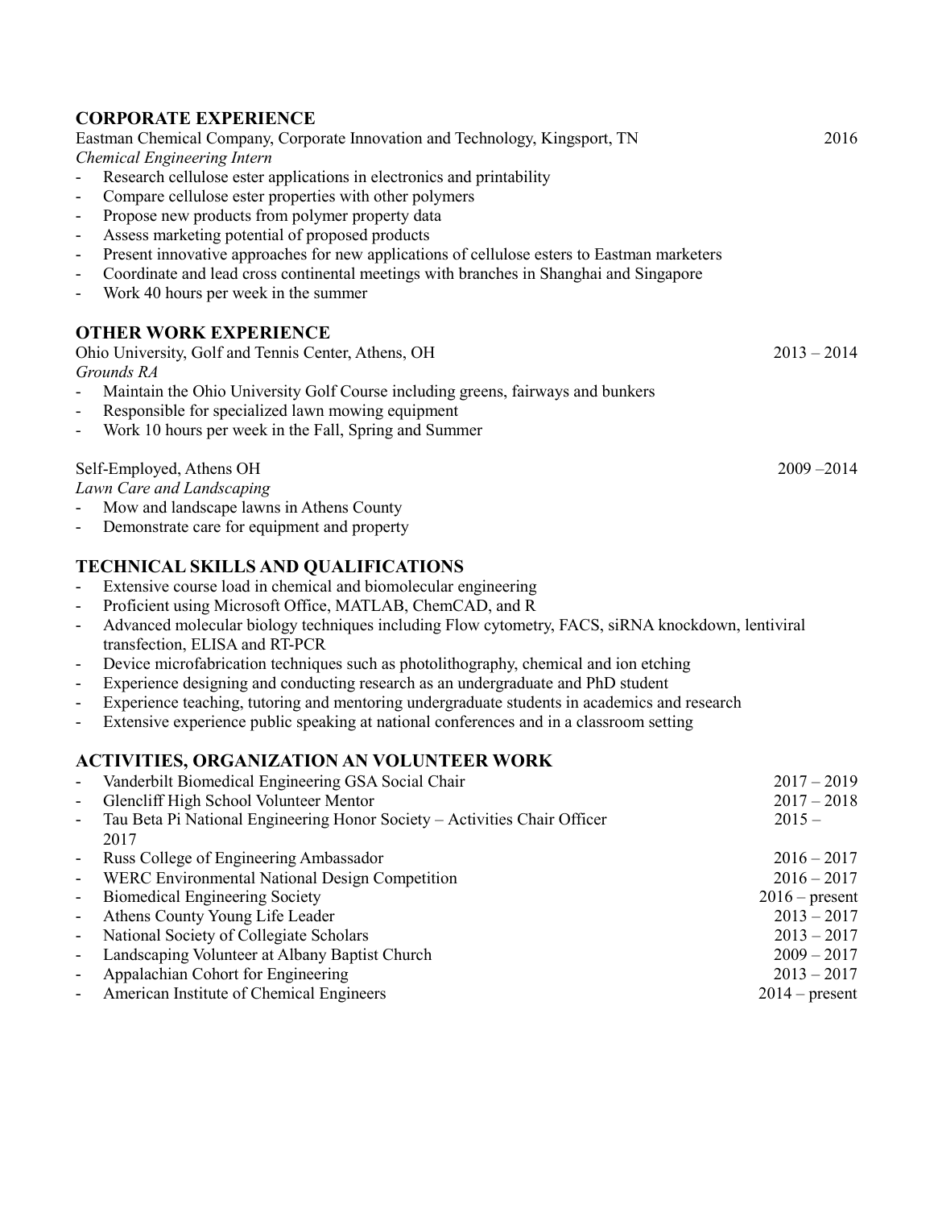## CORPORATE EXPERIENCE

Eastman Chemical Company, Corporate Innovation and Technology, Kingsport, TN 2016

*Chemical Engineering Intern*

- Research cellulose ester applications in electronics and printability
- Compare cellulose ester properties with other polymers
- Propose new products from polymer property data
- Assess marketing potential of proposed products
- Present innovative approaches for new applications of cellulose esters to Eastman marketers
- Coordinate and lead cross continental meetings with branches in Shanghai and Singapore
- Work 40 hours per week in the summer

## OTHER WORK EXPERIENCE

Ohio University, Golf and Tennis Center, Athens, OH 2013 – 2014

*Grounds RA*

- Maintain the Ohio University Golf Course including greens, fairways and bunkers
- Responsible for specialized lawn mowing equipment
- Work 10 hours per week in the Fall, Spring and Summer

Self-Employed, Athens OH 2009 –2014

*Lawn Care and Landscaping*

- Mow and landscape lawns in Athens County
- Demonstrate care for equipment and property

## TECHNICAL SKILLS AND QUALIFICATIONS

- Extensive course load in chemical and biomolecular engineering
- Proficient using Microsoft Office, MATLAB, ChemCAD, and R
- Advanced molecular biology techniques including Flow cytometry, FACS, siRNA knockdown, lentiviral transfection, ELISA and RT-PCR
- Device microfabrication techniques such as photolithography, chemical and ion etching
- Experience designing and conducting research as an undergraduate and PhD student
- Experience teaching, tutoring and mentoring undergraduate students in academics and research
- Extensive experience public speaking at national conferences and in a classroom setting

## ACTIVITIES, ORGANIZATION AN VOLUNTEER WORK

- Vanderbilt Biomedical Engineering GSA Social Chair 2017 – 2019
- Glencliff High School Volunteer Mentor 2017 – 2018
- Tau Beta Pi National Engineering Honor Society – Activities Chair Officer 2015 – 2017
- Russ College of Engineering Ambassador 2016 – 2017
- WERC Environmental National Design Competition 2016 – 2017
- Biomedical Engineering Society 2016 – present
- Athens County Young Life Leader 2013 – 2017
- National Society of Collegiate Scholars 2013 – 2017
- Landscaping Volunteer at Albany Baptist Church 2009 – 2017
- Appalachian Cohort for Engineering 2013 – 2017
- American Institute of Chemical Engineers 2014 – present